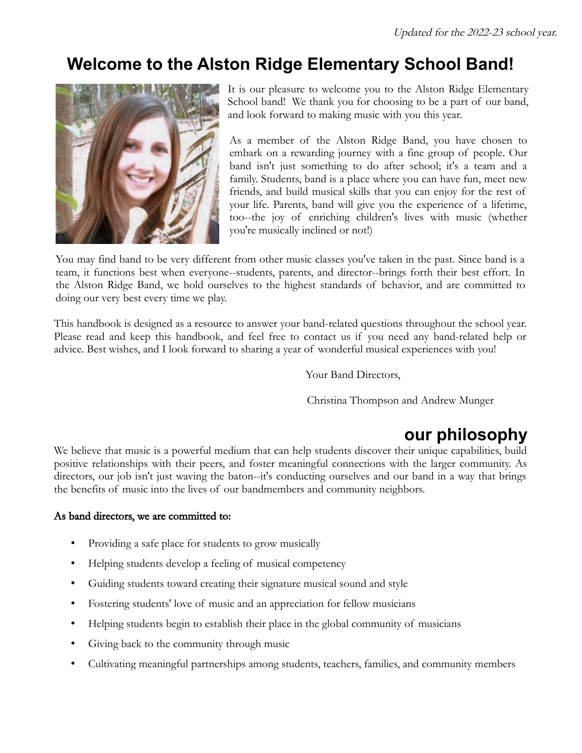*Updated for the 2022-23 school year.*

# Welcome to the Alston Ridge Elementary School Band!

It is our pleasure to welcome you to the Alston Ridge Elementary School band! We thank you for choosing to be a part of our band, and look forward to making music with you this year.

As a member of the Alston Ridge Band, you have chosen to embark on a rewarding journey with a fine group of people. Our band isn't just something to do after school; it's a team and a family. Students, band is a place where you can have fun, meet new friends, and build musical skills that you can enjoy for the rest of your life. Parents, band will give you the experience of a lifetime, too--the joy of enriching children's lives with music (whether you're musically inclined or not!)

You may find band to be very different from other music classes you've taken in the past. Since band is a team, it functions best when everyone--students, parents, and director--brings forth their best effort. In the Alston Ridge Band, we hold ourselves to the highest standards of behavior, and are committed to doing our very best every time we play.

This handbook is designed as a resource to answer your band-related questions throughout the school year. Please read and keep this handbook, and feel free to contact us if you need any band-related help or advice. Best wishes, and I look forward to sharing a year of wonderful musical experiences with you!

Your Band Directors,

Christina Thompson and Andrew Munger

## our philosophy

We believe that music is a powerful medium that can help students discover their unique capabilities, build positive relationships with their peers, and foster meaningful connections with the larger community. As directors, our job isn't just waving the baton--it's conducting ourselves and our band in a way that brings the benefits of music into the lives of our bandmembers and community neighbors.

**As band directors, we are committed to:**

- Providing a safe place for students to grow musically
- Helping students develop a feeling of musical competency
- Guiding students toward creating their signature musical sound and style
- Fostering students' love of music and an appreciation for fellow musicians
- Helping students begin to establish their place in the global community of musicians
- Giving back to the community through music
- Cultivating meaningful partnerships among students, teachers, families, and community members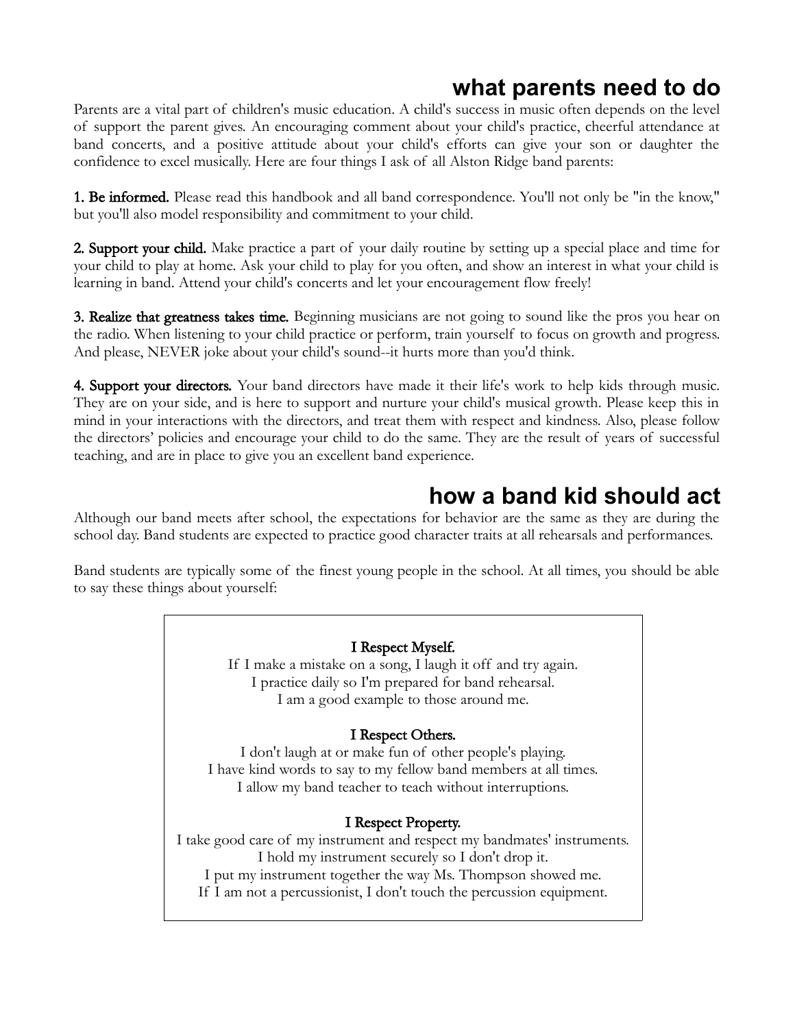## what parents need to do

Parents are a vital part of children's music education. A child's success in music often depends on the level of support the parent gives. An encouraging comment about your child's practice, cheerful attendance at band concerts, and a positive attitude about your child's efforts can give your son or daughter the confidence to excel musically. Here are four things I ask of all Alston Ridge band parents:

**1. Be informed.** Please read this handbook and all band correspondence. You'll not only be "in the know," but you'll also model responsibility and commitment to your child.

**2. Support your child.** Make practice a part of your daily routine by setting up a special place and time for your child to play at home. Ask your child to play for you often, and show an interest in what your child is learning in band. Attend your child's concerts and let your encouragement flow freely!

**3. Realize that greatness takes time.** Beginning musicians are not going to sound like the pros you hear on the radio. When listening to your child practice or perform, train yourself to focus on growth and progress. And please, NEVER joke about your child's sound--it hurts more than you'd think.

**4. Support your directors.** Your band directors have made it their life's work to help kids through music. They are on your side, and is here to support and nurture your child's musical growth. Please keep this in mind in your interactions with the directors, and treat them with respect and kindness. Also, please follow the directors' policies and encourage your child to do the same. They are the result of years of successful teaching, and are in place to give you an excellent band experience.

## how a band kid should act

Although our band meets after school, the expectations for behavior are the same as they are during the school day. Band students are expected to practice good character traits at all rehearsals and performances.

Band students are typically some of the finest young people in the school. At all times, you should be able to say these things about yourself:

**I Respect Myself.**

If I make a mistake on a song, I laugh it off and try again.
I practice daily so I'm prepared for band rehearsal.
I am a good example to those around me.

**I Respect Others.**

I don't laugh at or make fun of other people's playing.
I have kind words to say to my fellow band members at all times.
I allow my band teacher to teach without interruptions.

**I Respect Property.**

I take good care of my instrument and respect my bandmates' instruments.
I hold my instrument securely so I don't drop it.
I put my instrument together the way Ms. Thompson showed me.
If I am not a percussionist, I don't touch the percussion equipment.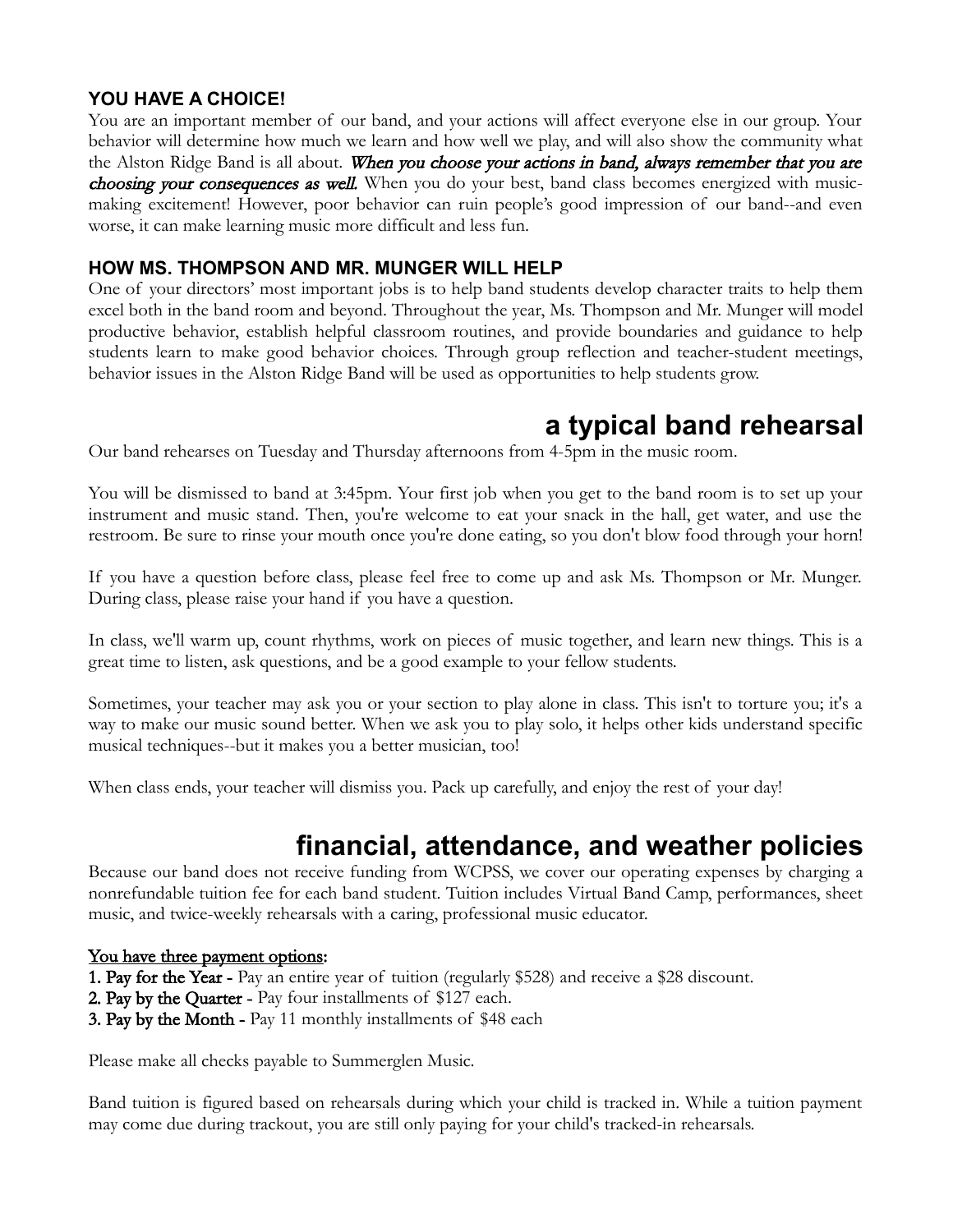### YOU HAVE A CHOICE!

You are an important member of our band, and your actions will affect everyone else in our group. Your behavior will determine how much we learn and how well we play, and will also show the community what the Alston Ridge Band is all about. ***When you choose your actions in band, always remember that you are choosing your consequences as well.*** When you do your best, band class becomes energized with music-making excitement! However, poor behavior can ruin people's good impression of our band--and even worse, it can make learning music more difficult and less fun.

### HOW MS. THOMPSON AND MR. MUNGER WILL HELP

One of your directors' most important jobs is to help band students develop character traits to help them excel both in the band room and beyond. Throughout the year, Ms. Thompson and Mr. Munger will model productive behavior, establish helpful classroom routines, and provide boundaries and guidance to help students learn to make good behavior choices. Through group reflection and teacher-student meetings, behavior issues in the Alston Ridge Band will be used as opportunities to help students grow.

## a typical band rehearsal

Our band rehearses on Tuesday and Thursday afternoons from 4-5pm in the music room.

You will be dismissed to band at 3:45pm. Your first job when you get to the band room is to set up your instrument and music stand. Then, you're welcome to eat your snack in the hall, get water, and use the restroom. Be sure to rinse your mouth once you're done eating, so you don't blow food through your horn!

If you have a question before class, please feel free to come up and ask Ms. Thompson or Mr. Munger. During class, please raise your hand if you have a question.

In class, we'll warm up, count rhythms, work on pieces of music together, and learn new things. This is a great time to listen, ask questions, and be a good example to your fellow students.

Sometimes, your teacher may ask you or your section to play alone in class. This isn't to torture you; it's a way to make our music sound better. When we ask you to play solo, it helps other kids understand specific musical techniques--but it makes you a better musician, too!

When class ends, your teacher will dismiss you. Pack up carefully, and enjoy the rest of your day!

## financial, attendance, and weather policies

Because our band does not receive funding from WCPSS, we cover our operating expenses by charging a nonrefundable tuition fee for each band student. Tuition includes Virtual Band Camp, performances, sheet music, and twice-weekly rehearsals with a caring, professional music educator.

<u>You have three payment options</u>:

**1. Pay for the Year -** Pay an entire year of tuition (regularly $528) and receive a $28 discount.
**2. Pay by the Quarter -** Pay four installments of $127 each.
**3. Pay by the Month -** Pay 11 monthly installments of $48 each

Please make all checks payable to Summerglen Music.

Band tuition is figured based on rehearsals during which your child is tracked in. While a tuition payment may come due during trackout, you are still only paying for your child's tracked-in rehearsals.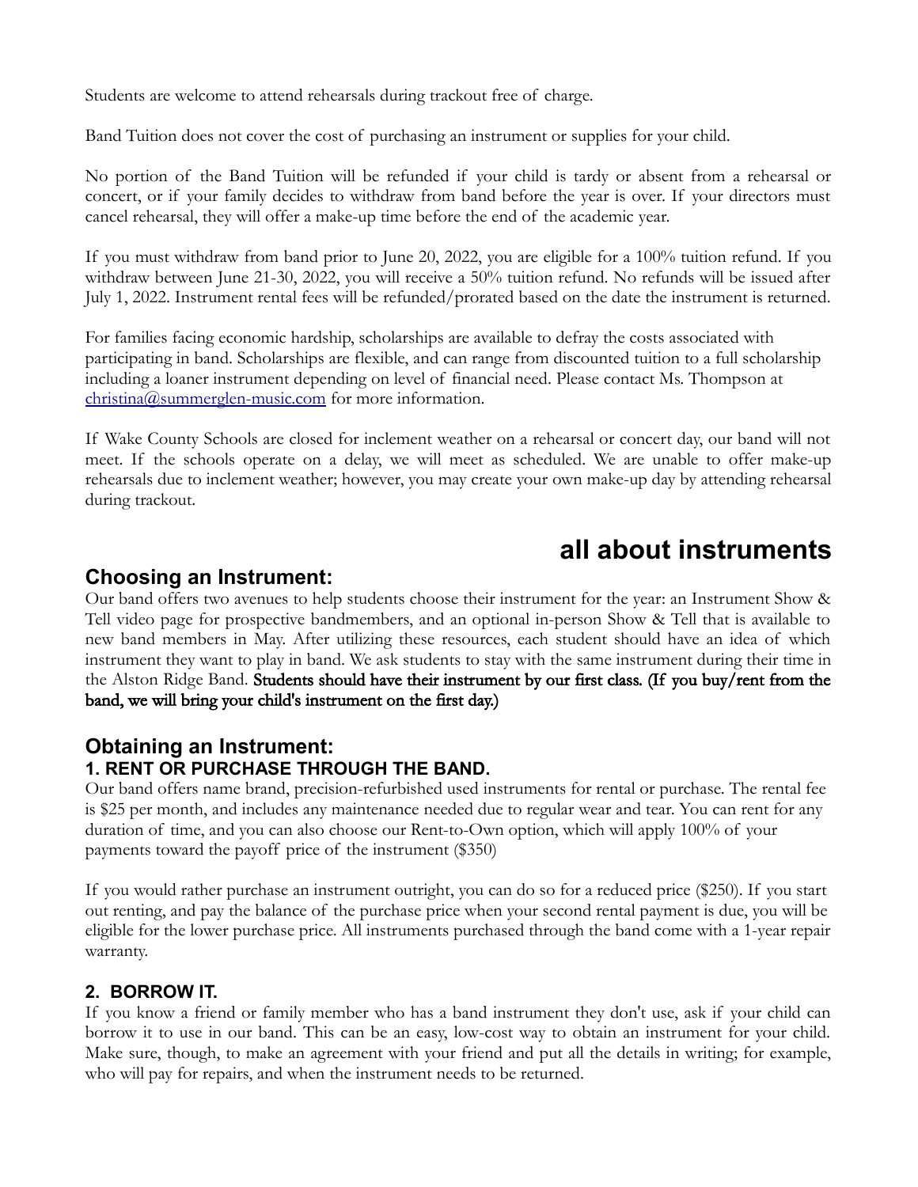Students are welcome to attend rehearsals during trackout free of charge.

Band Tuition does not cover the cost of purchasing an instrument or supplies for your child.

No portion of the Band Tuition will be refunded if your child is tardy or absent from a rehearsal or concert, or if your family decides to withdraw from band before the year is over. If your directors must cancel rehearsal, they will offer a make-up time before the end of the academic year.

If you must withdraw from band prior to June 20, 2022, you are eligible for a 100% tuition refund. If you withdraw between June 21-30, 2022, you will receive a 50% tuition refund. No refunds will be issued after July 1, 2022. Instrument rental fees will be refunded/prorated based on the date the instrument is returned.

For families facing economic hardship, scholarships are available to defray the costs associated with participating in band. Scholarships are flexible, and can range from discounted tuition to a full scholarship including a loaner instrument depending on level of financial need. Please contact Ms. Thompson at christina@summerglen-music.com for more information.

If Wake County Schools are closed for inclement weather on a rehearsal or concert day, our band will not meet. If the schools operate on a delay, we will meet as scheduled. We are unable to offer make-up rehearsals due to inclement weather; however, you may create your own make-up day by attending rehearsal during trackout.

# all about instruments

## Choosing an Instrument:

Our band offers two avenues to help students choose their instrument for the year: an Instrument Show & Tell video page for prospective bandmembers, and an optional in-person Show & Tell that is available to new band members in May. After utilizing these resources, each student should have an idea of which instrument they want to play in band. We ask students to stay with the same instrument during their time in the Alston Ridge Band. **Students should have their instrument by our first class. (If you buy/rent from the band, we will bring your child's instrument on the first day.)**

## Obtaining an Instrument:

### 1. RENT OR PURCHASE THROUGH THE BAND.

Our band offers name brand, precision-refurbished used instruments for rental or purchase. The rental fee is $25 per month, and includes any maintenance needed due to regular wear and tear. You can rent for any duration of time, and you can also choose our Rent-to-Own option, which will apply 100% of your payments toward the payoff price of the instrument ($350)

If you would rather purchase an instrument outright, you can do so for a reduced price ($250). If you start out renting, and pay the balance of the purchase price when your second rental payment is due, you will be eligible for the lower purchase price. All instruments purchased through the band come with a 1-year repair warranty.

### 2. BORROW IT.

If you know a friend or family member who has a band instrument they don't use, ask if your child can borrow it to use in our band. This can be an easy, low-cost way to obtain an instrument for your child. Make sure, though, to make an agreement with your friend and put all the details in writing; for example, who will pay for repairs, and when the instrument needs to be returned.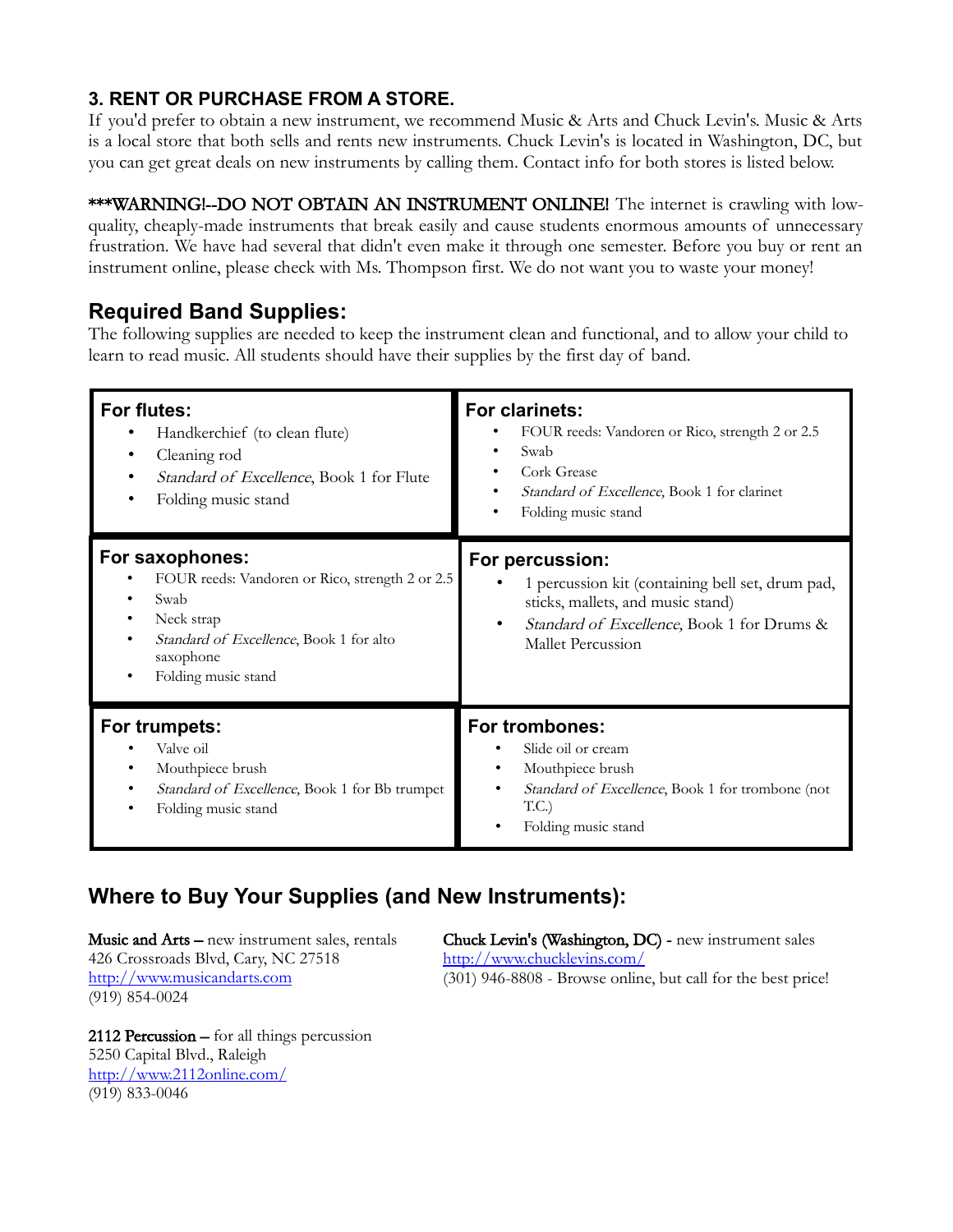### 3. RENT OR PURCHASE FROM A STORE.

If you'd prefer to obtain a new instrument, we recommend Music & Arts and Chuck Levin's. Music & Arts is a local store that both sells and rents new instruments. Chuck Levin's is located in Washington, DC, but you can get great deals on new instruments by calling them. Contact info for both stores is listed below.

**\*\*\*WARNING!--DO NOT OBTAIN AN INSTRUMENT ONLINE!** The internet is crawling with low-quality, cheaply-made instruments that break easily and cause students enormous amounts of unnecessary frustration. We have had several that didn't even make it through one semester. Before you buy or rent an instrument online, please check with Ms. Thompson first. We do not want you to waste your money!

## Required Band Supplies:

The following supplies are needed to keep the instrument clean and functional, and to allow your child to learn to read music. All students should have their supplies by the first day of band.

**For flutes:**
- Handkerchief (to clean flute)
- Cleaning rod
- *Standard of Excellence*, Book 1 for Flute
- Folding music stand

**For clarinets:**
- FOUR reeds: Vandoren or Rico, strength 2 or 2.5
- Swab
- Cork Grease
- *Standard of Excellence,* Book 1 for clarinet
- Folding music stand

**For saxophones:**
- FOUR reeds: Vandoren or Rico, strength 2 or 2.5
- Swab
- Neck strap
- *Standard of Excellence*, Book 1 for alto saxophone
- Folding music stand

**For percussion:**
- 1 percussion kit (containing bell set, drum pad, sticks, mallets, and music stand)
- *Standard of Excellence,* Book 1 for Drums & Mallet Percussion

**For trumpets:**
- Valve oil
- Mouthpiece brush
- *Standard of Excellence,* Book 1 for Bb trumpet
- Folding music stand

**For trombones:**
- Slide oil or cream
- Mouthpiece brush
- *Standard of Excellence*, Book 1 for trombone (not T.C.)
- Folding music stand

## Where to Buy Your Supplies (and New Instruments):

**Music and Arts** – new instrument sales, rentals
426 Crossroads Blvd, Cary, NC 27518
http://www.musicandarts.com
(919) 854-0024

**2112 Percussion** – for all things percussion
5250 Capital Blvd., Raleigh
http://www.2112online.com/
(919) 833-0046

**Chuck Levin's (Washington, DC)** - new instrument sales
http://www.chucklevins.com/
(301) 946-8808 - Browse online, but call for the best price!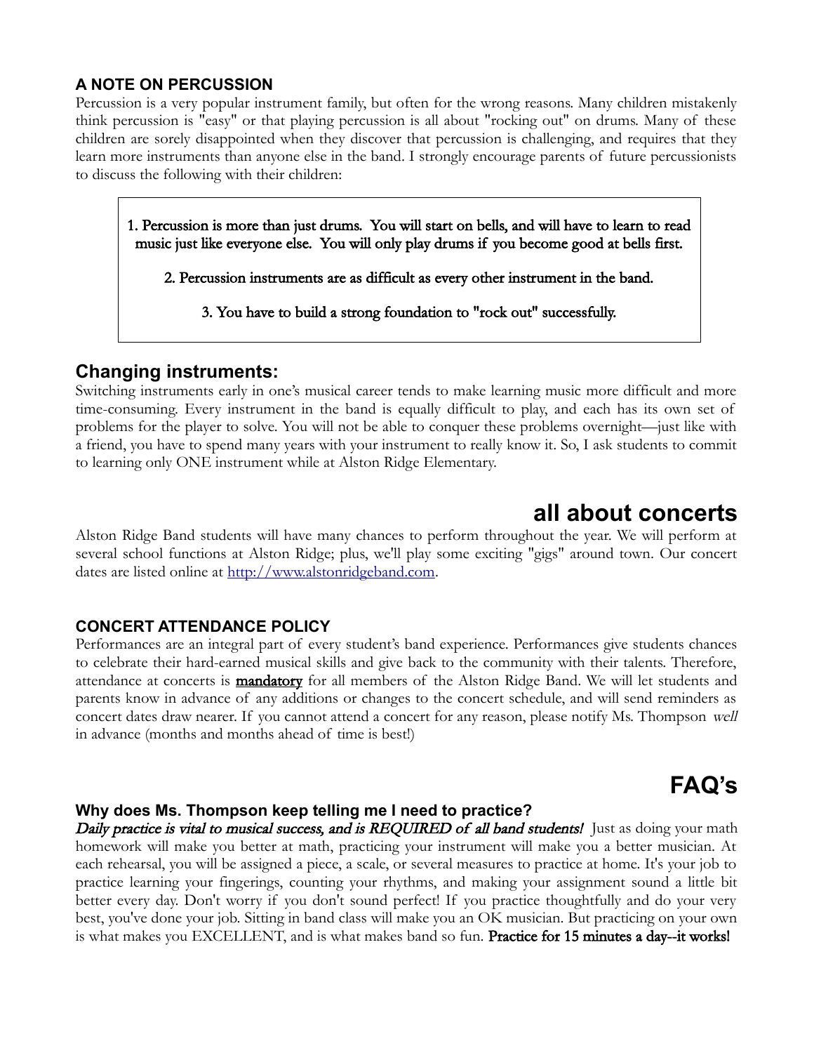### A NOTE ON PERCUSSION

Percussion is a very popular instrument family, but often for the wrong reasons. Many children mistakenly think percussion is "easy" or that playing percussion is all about "rocking out" on drums. Many of these children are sorely disappointed when they discover that percussion is challenging, and requires that they learn more instruments than anyone else in the band. I strongly encourage parents of future percussionists to discuss the following with their children:

> 1. Percussion is more than just drums. You will start on bells, and will have to learn to read music just like everyone else. You will only play drums if you become good at bells first.
>
> 2. Percussion instruments are as difficult as every other instrument in the band.
>
> 3. You have to build a strong foundation to "rock out" successfully.

## Changing instruments:

Switching instruments early in one's musical career tends to make learning music more difficult and more time-consuming. Every instrument in the band is equally difficult to play, and each has its own set of problems for the player to solve. You will not be able to conquer these problems overnight—just like with a friend, you have to spend many years with your instrument to really know it. So, I ask students to commit to learning only ONE instrument while at Alston Ridge Elementary.

# all about concerts

Alston Ridge Band students will have many chances to perform throughout the year. We will perform at several school functions at Alston Ridge; plus, we'll play some exciting "gigs" around town. Our concert dates are listed online at [http://www.alstonridgeband.com](http://www.alstonridgeband.com).

### CONCERT ATTENDANCE POLICY

Performances are an integral part of every student's band experience. Performances give students chances to celebrate their hard-earned musical skills and give back to the community with their talents. Therefore, attendance at concerts is **mandatory** for all members of the Alston Ridge Band. We will let students and parents know in advance of any additions or changes to the concert schedule, and will send reminders as concert dates draw nearer. If you cannot attend a concert for any reason, please notify Ms. Thompson *well* in advance (months and months ahead of time is best!)

# FAQ's

### Why does Ms. Thompson keep telling me I need to practice?

*Daily practice is vital to musical success, and is REQUIRED of all band students!* Just as doing your math homework will make you better at math, practicing your instrument will make you a better musician. At each rehearsal, you will be assigned a piece, a scale, or several measures to practice at home. It's your job to practice learning your fingerings, counting your rhythms, and making your assignment sound a little bit better every day. Don't worry if you don't sound perfect! If you practice thoughtfully and do your very best, you've done your job. Sitting in band class will make you an OK musician. But practicing on your own is what makes you EXCELLENT, and is what makes band so fun. Practice for 15 minutes a day--it works!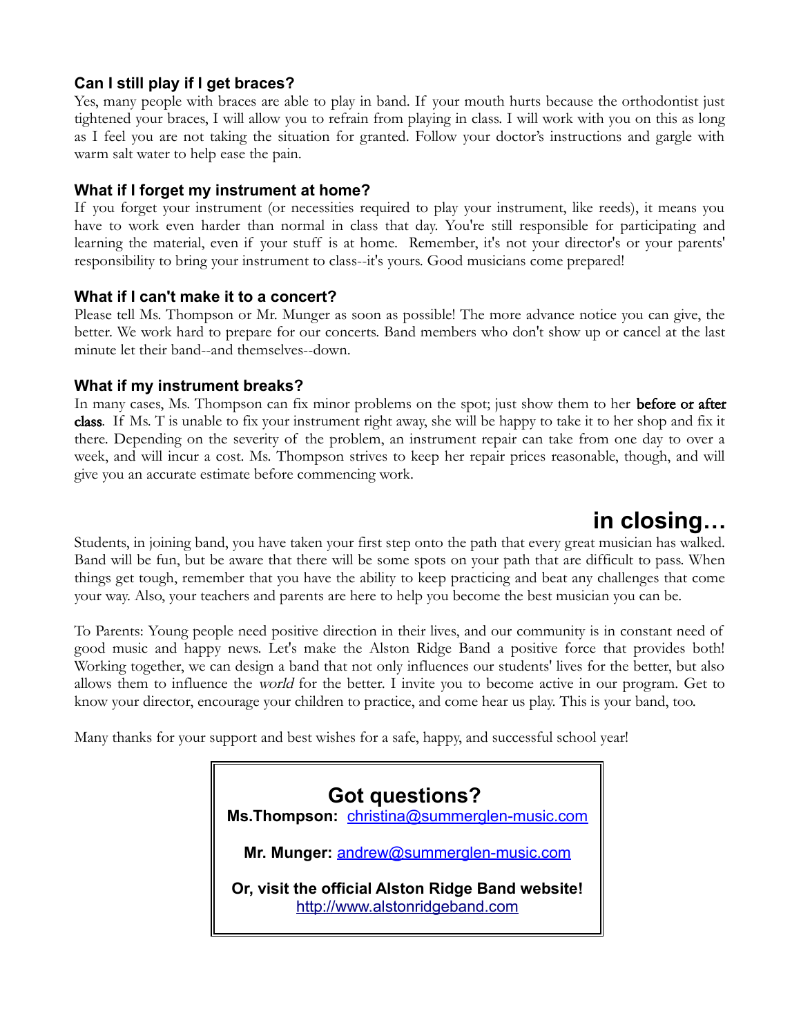### Can I still play if I get braces?

Yes, many people with braces are able to play in band. If your mouth hurts because the orthodontist just tightened your braces, I will allow you to refrain from playing in class. I will work with you on this as long as I feel you are not taking the situation for granted. Follow your doctor's instructions and gargle with warm salt water to help ease the pain.

### What if I forget my instrument at home?

If you forget your instrument (or necessities required to play your instrument, like reeds), it means you have to work even harder than normal in class that day. You're still responsible for participating and learning the material, even if your stuff is at home. Remember, it's not your director's or your parents' responsibility to bring your instrument to class--it's yours. Good musicians come prepared!

### What if I can't make it to a concert?

Please tell Ms. Thompson or Mr. Munger as soon as possible! The more advance notice you can give, the better. We work hard to prepare for our concerts. Band members who don't show up or cancel at the last minute let their band--and themselves--down.

### What if my instrument breaks?

In many cases, Ms. Thompson can fix minor problems on the spot; just show them to her **before or after class**. If Ms. T is unable to fix your instrument right away, she will be happy to take it to her shop and fix it there. Depending on the severity of the problem, an instrument repair can take from one day to over a week, and will incur a cost. Ms. Thompson strives to keep her repair prices reasonable, though, and will give you an accurate estimate before commencing work.

## in closing…

Students, in joining band, you have taken your first step onto the path that every great musician has walked. Band will be fun, but be aware that there will be some spots on your path that are difficult to pass. When things get tough, remember that you have the ability to keep practicing and beat any challenges that come your way. Also, your teachers and parents are here to help you become the best musician you can be.

To Parents: Young people need positive direction in their lives, and our community is in constant need of good music and happy news. Let's make the Alston Ridge Band a positive force that provides both! Working together, we can design a band that not only influences our students' lives for the better, but also allows them to influence the *world* for the better. I invite you to become active in our program. Get to know your director, encourage your children to practice, and come hear us play. This is your band, too.

Many thanks for your support and best wishes for a safe, happy, and successful school year!

### Got questions?

**Ms.Thompson:** christina@summerglen-music.com

**Mr. Munger:** andrew@summerglen-music.com

**Or, visit the official Alston Ridge Band website!**
http://www.alstonridgeband.com